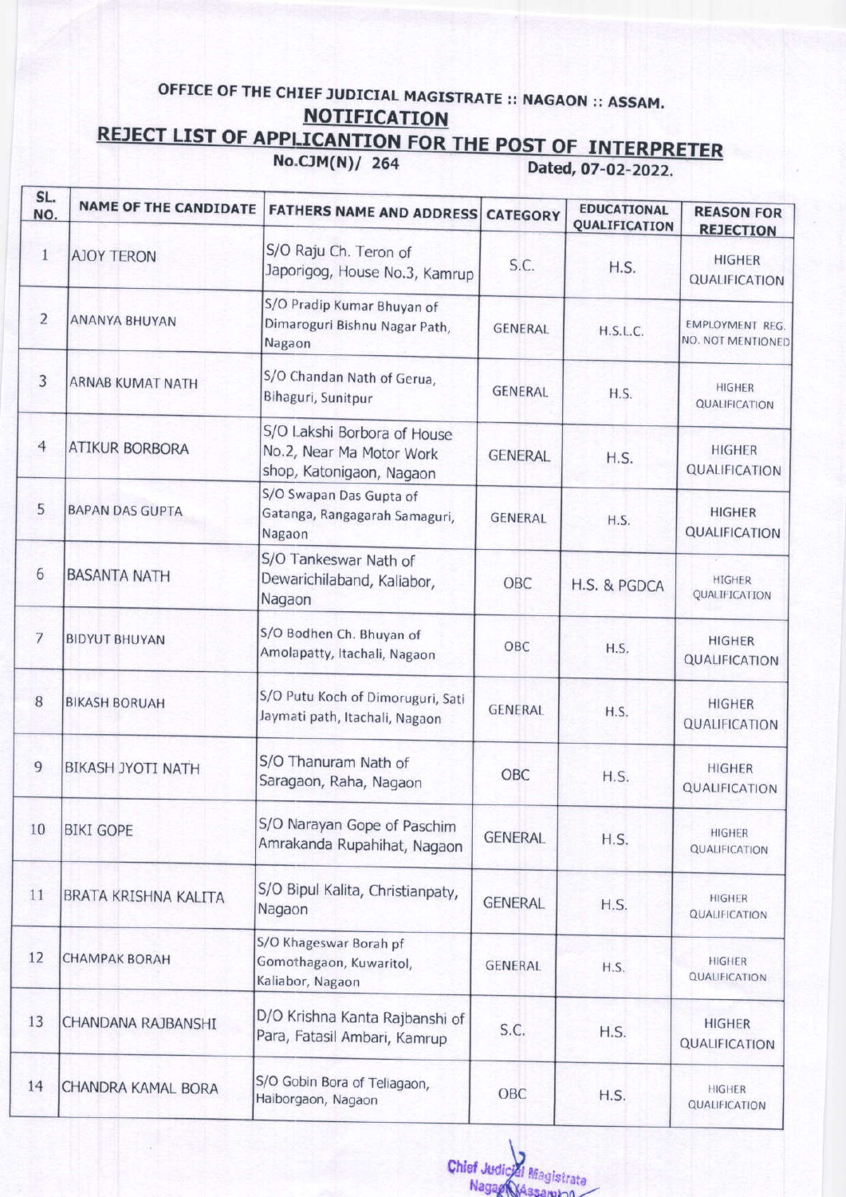# OFFICE OF THE CHIEF JUDICIAL MAGISTRATE :: NAGAON :: ASSAM.

## NOTIFICATION

## REJECT LIST OF APPLICANTION FOR THE POST OF INTERPRETER

No.CJM(N)/ 264 Dated, 07-02-2022.

| SL. NO. | NAME OF THE CANDIDATE | FATHERS NAME AND ADDRESS | CATEGORY | EDUCATIONAL QUALIFICATION | REASON FOR REJECTION |
|---|---|---|---|---|---|
| 1 | AJOY TERON | S/O Raju Ch. Teron of Japorigog, House No.3, Kamrup | S.C. | H.S. | HIGHER QUALIFICATION |
| 2 | ANANYA BHUYAN | S/O Pradip Kumar Bhuyan of Dimaroguri Bishnu Nagar Path, Nagaon | GENERAL | H.S.L.C. | EMPLOYMENT REG. NO. NOT MENTIONED |
| 3 | ARNAB KUMAT NATH | S/O Chandan Nath of Gerua, Bihaguri, Sunitpur | GENERAL | H.S. | HIGHER QUALIFICATION |
| 4 | ATIKUR BORBORA | S/O Lakshi Borbora of House No.2, Near Ma Motor Work shop, Katonigaon, Nagaon | GENERAL | H.S. | HIGHER QUALIFICATION |
| 5 | BAPAN DAS GUPTA | S/O Swapan Das Gupta of Gatanga, Rangagarah Samaguri, Nagaon | GENERAL | H.S. | HIGHER QUALIFICATION |
| 6 | BASANTA NATH | S/O Tankeswar Nath of Dewarichilaband, Kaliabor, Nagaon | OBC | H.S. & PGDCA | HIGHER QUALIFICATION |
| 7 | BIDYUT BHUYAN | S/O Bodhen Ch. Bhuyan of Amolapatty, Itachali, Nagaon | OBC | H.S. | HIGHER QUALIFICATION |
| 8 | BIKASH BORUAH | S/O Putu Koch of Dimoruguri, Sati Jaymati path, Itachali, Nagaon | GENERAL | H.S. | HIGHER QUALIFICATION |
| 9 | BIKASH JYOTI NATH | S/O Thanuram Nath of Saragaon, Raha, Nagaon | OBC | H.S. | HIGHER QUALIFICATION |
| 10 | BIKI GOPE | S/O Narayan Gope of Paschim Amrakanda Rupahihat, Nagaon | GENERAL | H.S. | HIGHER QUALIFICATION |
| 11 | BRATA KRISHNA KALITA | S/O Bipul Kalita, Christianpaty, Nagaon | GENERAL | H.S. | HIGHER QUALIFICATION |
| 12 | CHAMPAK BORAH | S/O Khageswar Borah pf Gomothagaon, Kuwaritol, Kaliabor, Nagaon | GENERAL | H.S. | HIGHER QUALIFICATION |
| 13 | CHANDANA RAJBANSHI | D/O Krishna Kanta Rajbanshi of Para, Fatasil Ambari, Kamrup | S.C. | H.S. | HIGHER QUALIFICATION |
| 14 | CHANDRA KAMAL BORA | S/O Gobin Bora of Teliagaon, Haiborgaon, Nagaon | OBC | H.S. | HIGHER QUALIFICATION |

Chief Judicial Magistrate
Nagaon (Assam)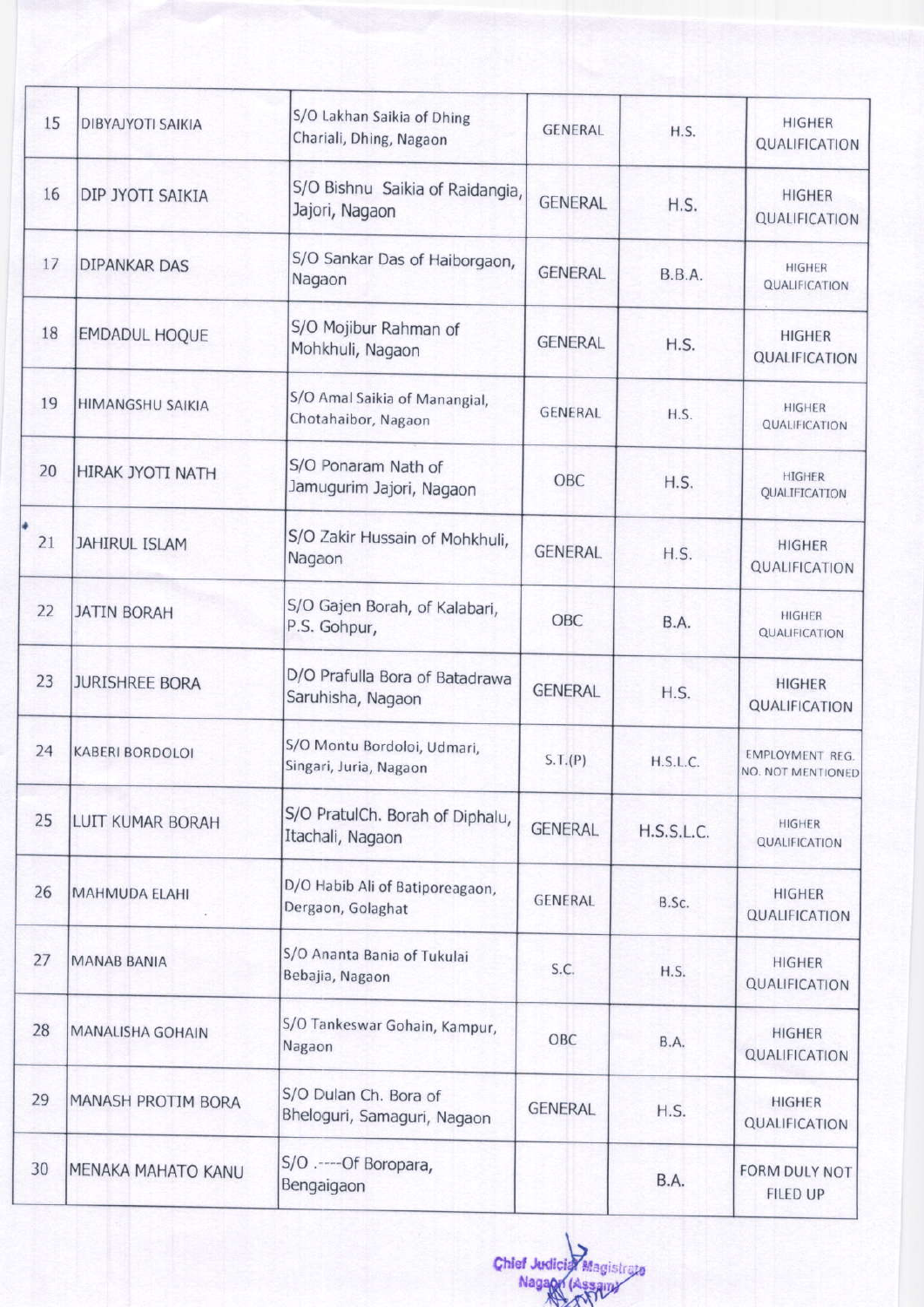| 15 | DIBYAJYOTI SAIKIA | S/O Lakhan Saikia of Dhing Chariali, Dhing, Nagaon | GENERAL | H.S. | HIGHER QUALIFICATION |
|---|---|---|---|---|---|
| 16 | DIP JYOTI SAIKIA | S/O Bishnu Saikia of Raidangia, Jajori, Nagaon | GENERAL | H.S. | HIGHER QUALIFICATION |
| 17 | DIPANKAR DAS | S/O Sankar Das of Haiborgaon, Nagaon | GENERAL | B.B.A. | HIGHER QUALIFICATION |
| 18 | EMDADUL HOQUE | S/O Mojibur Rahman of Mohkhuli, Nagaon | GENERAL | H.S. | HIGHER QUALIFICATION |
| 19 | HIMANGSHU SAIKIA | S/O Amal Saikia of Manangial, Chotahaibor, Nagaon | GENERAL | H.S. | HIGHER QUALIFICATION |
| 20 | HIRAK JYOTI NATH | S/O Ponaram Nath of Jamugurim Jajori, Nagaon | OBC | H.S. | HIGHER QUALIFICATION |
| 21 | JAHIRUL ISLAM | S/O Zakir Hussain of Mohkhuli, Nagaon | GENERAL | H.S. | HIGHER QUALIFICATION |
| 22 | JATIN BORAH | S/O Gajen Borah, of Kalabari, P.S. Gohpur, | OBC | B.A. | HIGHER QUALIFICATION |
| 23 | JURISHREE BORA | D/O Prafulla Bora of Batadrawa Saruhisha, Nagaon | GENERAL | H.S. | HIGHER QUALIFICATION |
| 24 | KABERI BORDOLOI | S/O Montu Bordoloi, Udmari, Singari, Juria, Nagaon | S.T.(P) | H.S.L.C. | EMPLOYMENT REG. NO. NOT MENTIONED |
| 25 | LUIT KUMAR BORAH | S/O PratulCh. Borah of Diphalu, Itachali, Nagaon | GENERAL | H.S.S.L.C. | HIGHER QUALIFICATION |
| 26 | MAHMUDA ELAHI | D/O Habib Ali of Batiporeagaon, Dergaon, Golaghat | GENERAL | B.Sc. | HIGHER QUALIFICATION |
| 27 | MANAB BANIA | S/O Ananta Bania of Tukulai Bebajia, Nagaon | S.C. | H.S. | HIGHER QUALIFICATION |
| 28 | MANALISHA GOHAIN | S/O Tankeswar Gohain, Kampur, Nagaon | OBC | B.A. | HIGHER QUALIFICATION |
| 29 | MANASH PROTIM BORA | S/O Dulan Ch. Bora of Bheloguri, Samaguri, Nagaon | GENERAL | H.S. | HIGHER QUALIFICATION |
| 30 | MENAKA MAHATO KANU | S/O .----Of Boropara, Bengaigaon | | B.A. | FORM DULY NOT FILED UP |

Chief Judicial Magistrate
Nagaon (Assam)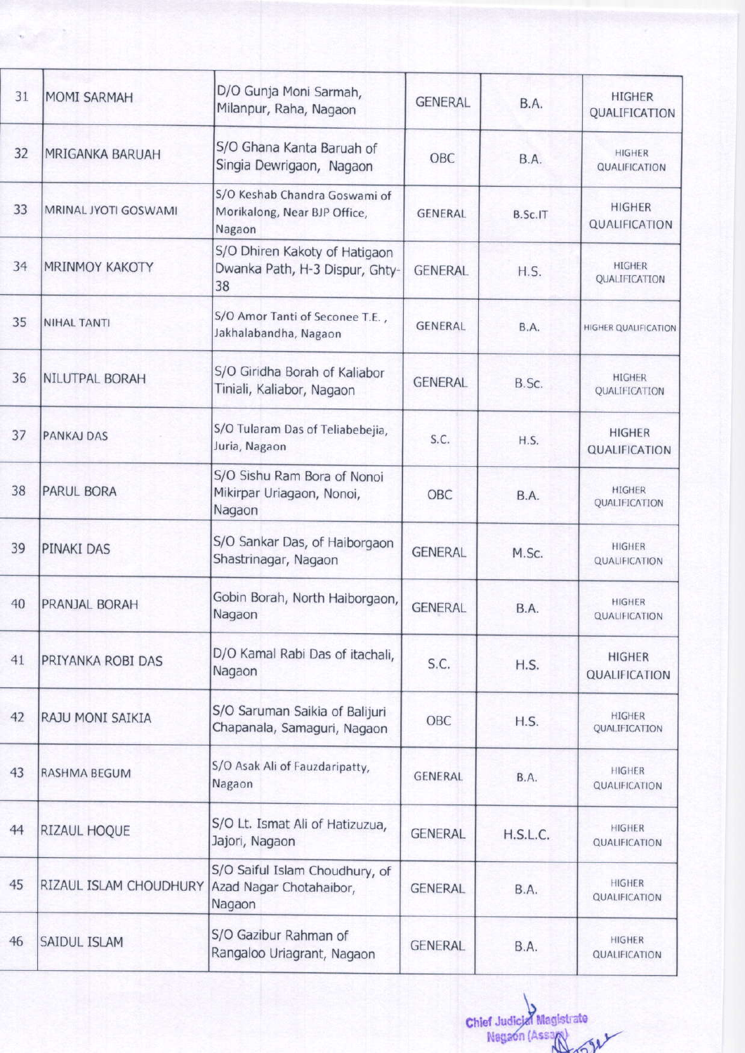| 31 | MOMI SARMAH | D/O Gunja Moni Sarmah, Milanpur, Raha, Nagaon | GENERAL | B.A. | HIGHER QUALIFICATION |
|---|---|---|---|---|---|
| 32 | MRIGANKA BARUAH | S/O Ghana Kanta Baruah of Singia Dewrigaon, Nagaon | OBC | B.A. | HIGHER QUALIFICATION |
| 33 | MRINAL JYOTI GOSWAMI | S/O Keshab Chandra Goswami of Morikalong, Near BJP Office, Nagaon | GENERAL | B.Sc.IT | HIGHER QUALIFICATION |
| 34 | MRINMOY KAKOTY | S/O Dhiren Kakoty of Hatigaon Dwanka Path, H-3 Dispur, Ghty-38 | GENERAL | H.S. | HIGHER QUALIFICATION |
| 35 | NIHAL TANTI | S/O Amor Tanti of Seconee T.E. , Jakhalabandha, Nagaon | GENERAL | B.A. | HIGHER QUALIFICATION |
| 36 | NILUTPAL BORAH | S/O Giridha Borah of Kaliabor Tiniali, Kaliabor, Nagaon | GENERAL | B.Sc. | HIGHER QUALIFICATION |
| 37 | PANKAJ DAS | S/O Tularam Das of Teliabebejia, Juria, Nagaon | S.C. | H.S. | HIGHER QUALIFICATION |
| 38 | PARUL BORA | S/O Sishu Ram Bora of Nonoi Mikirpar Uriagaon, Nonoi, Nagaon | OBC | B.A. | HIGHER QUALIFICATION |
| 39 | PINAKI DAS | S/O Sankar Das, of Haiborgaon Shastrinagar, Nagaon | GENERAL | M.Sc. | HIGHER QUALIFICATION |
| 40 | PRANJAL BORAH | Gobin Borah, North Haiborgaon, Nagaon | GENERAL | B.A. | HIGHER QUALIFICATION |
| 41 | PRIYANKA ROBI DAS | D/O Kamal Rabi Das of itachali, Nagaon | S.C. | H.S. | HIGHER QUALIFICATION |
| 42 | RAJU MONI SAIKIA | S/O Saruman Saikia of Balijuri Chapanala, Samaguri, Nagaon | OBC | H.S. | HIGHER QUALIFICATION |
| 43 | RASHMA BEGUM | S/O Asak Ali of Fauzdaripatty, Nagaon | GENERAL | B.A. | HIGHER QUALIFICATION |
| 44 | RIZAUL HOQUE | S/O Lt. Ismat Ali of Hatizuzua, Jajori, Nagaon | GENERAL | H.S.L.C. | HIGHER QUALIFICATION |
| 45 | RIZAUL ISLAM CHOUDHURY | S/O Saiful Islam Choudhury, of Azad Nagar Chotahaibor, Nagaon | GENERAL | B.A. | HIGHER QUALIFICATION |
| 46 | SAIDUL ISLAM | S/O Gazibur Rahman of Rangaloo Uriagrant, Nagaon | GENERAL | B.A. | HIGHER QUALIFICATION |

Chief Judicial Magistrate
Nagaon (Assam)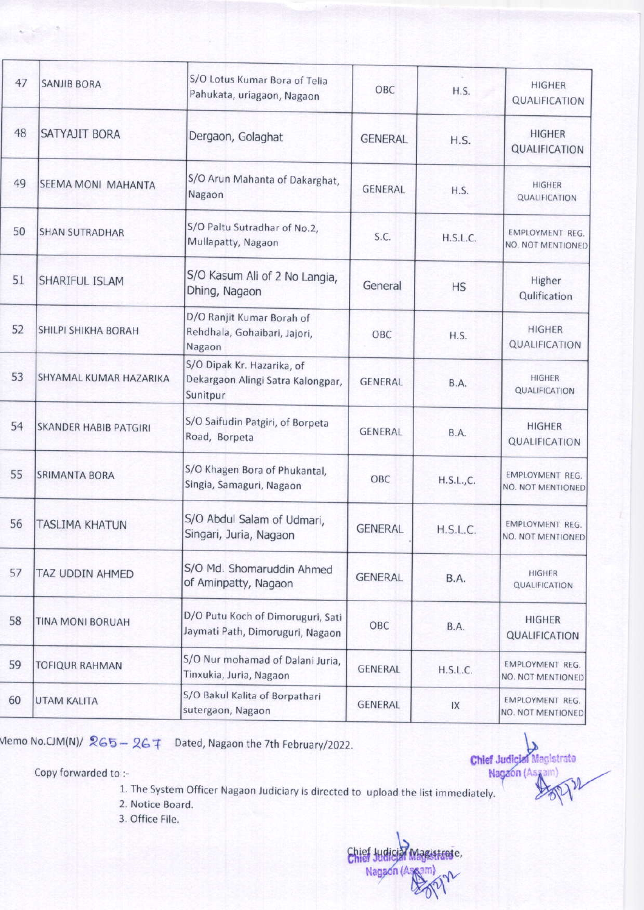| | | | | | |
|---|---|---|---|---|---|
| 47 | SANJIB BORA | S/O Lotus Kumar Bora of Telia Pahukata, uriagaon, Nagaon | OBC | H.S. | HIGHER QUALIFICATION |
| 48 | SATYAJIT BORA | Dergaon, Golaghat | GENERAL | H.S. | HIGHER QUALIFICATION |
| 49 | SEEMA MONI MAHANTA | S/O Arun Mahanta of Dakarghat, Nagaon | GENERAL | H.S. | HIGHER QUALIFICATION |
| 50 | SHAN SUTRADHAR | S/O Paltu Sutradhar of No.2, Mullapatty, Nagaon | S.C. | H.S.L.C. | EMPLOYMENT REG. NO. NOT MENTIONED |
| 51 | SHARIFUL ISLAM | S/O Kasum Ali of 2 No Langia, Dhing, Nagaon | General | HS | Higher Qulification |
| 52 | SHILPI SHIKHA BORAH | D/O Ranjit Kumar Borah of Rehdhala, Gohaibari, Jajori, Nagaon | OBC | H.S. | HIGHER QUALIFICATION |
| 53 | SHYAMAL KUMAR HAZARIKA | S/O Dipak Kr. Hazarika, of Dekargaon Alingi Satra Kalongpar, Sunitpur | GENERAL | B.A. | HIGHER QUALIFICATION |
| 54 | SKANDER HABIB PATGIRI | S/O Saifudin Patgiri, of Borpeta Road, Borpeta | GENERAL | B.A. | HIGHER QUALIFICATION |
| 55 | SRIMANTA BORA | S/O Khagen Bora of Phukantal, Singia, Samaguri, Nagaon | OBC | H.S.L.,C. | EMPLOYMENT REG. NO. NOT MENTIONED |
| 56 | TASLIMA KHATUN | S/O Abdul Salam of Udmari, Singari, Juria, Nagaon | GENERAL | H.S.L.C. | EMPLOYMENT REG. NO. NOT MENTIONED |
| 57 | TAZ UDDIN AHMED | S/O Md. Shomaruddin Ahmed of Aminpatty, Nagaon | GENERAL | B.A. | HIGHER QUALIFICATION |
| 58 | TINA MONI BORUAH | D/O Putu Koch of Dimoruguri, Sati Jaymati Path, Dimoruguri, Nagaon | OBC | B.A. | HIGHER QUALIFICATION |
| 59 | TOFIQUR RAHMAN | S/O Nur mohamad of Dalani Juria, Tinxukia, Juria, Nagaon | GENERAL | H.S.L.C. | EMPLOYMENT REG. NO. NOT MENTIONED |
| 60 | UTAM KALITA | S/O Bakul Kalita of Borpathari sutergaon, Nagaon | GENERAL | IX | EMPLOYMENT REG. NO. NOT MENTIONED |

Memo No.CJM(N)/ 265 – 267 Dated, Nagaon the 7th February/2022.

Chief Judicial Magistrate
Nagaon (Assam)

Copy forwarded to :-

1. The System Officer Nagaon Judiciary is directed to upload the list immediately.
2. Notice Board.
3. Office File.

Chief Judicial Magistrate,
Nagaon (Assam)